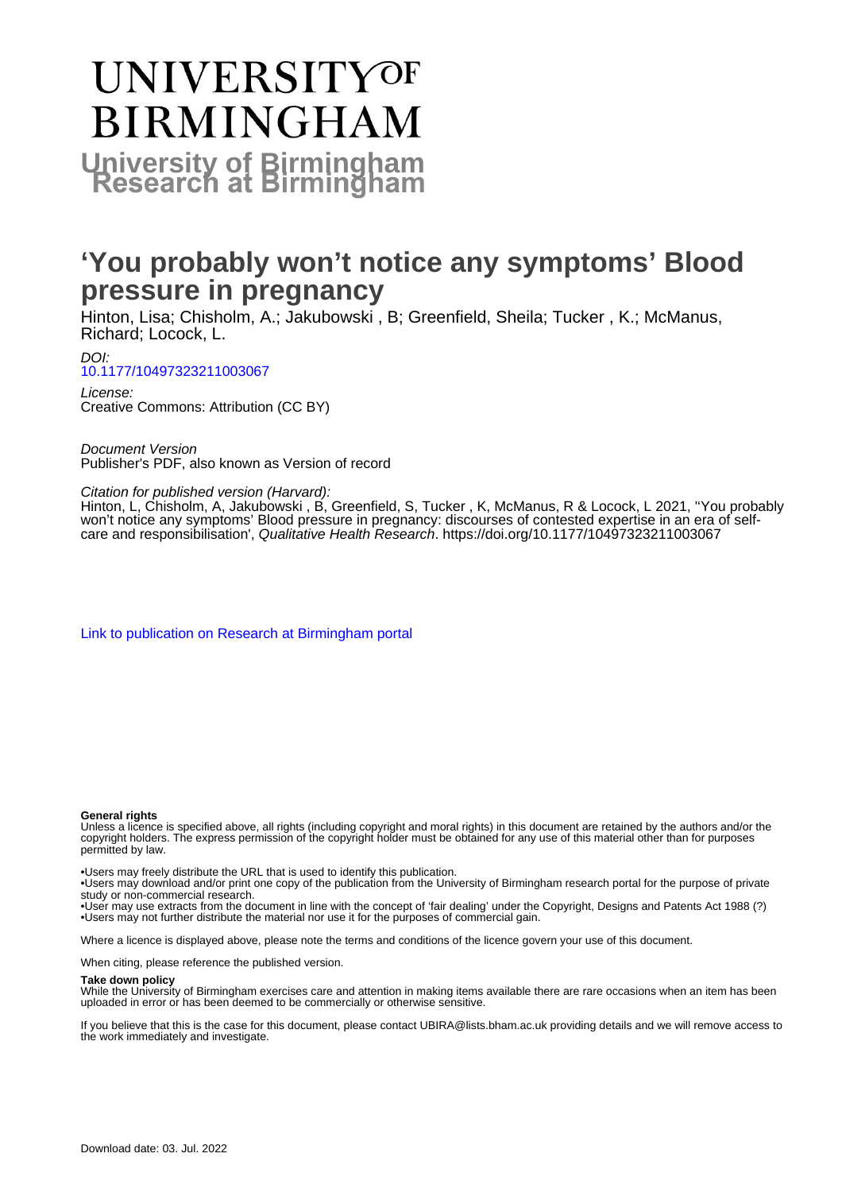# UNIVERSITY OF BIRMINGHAM

**University of Birmingham Research at Birmingham**

# 'You probably won't notice any symptoms' Blood pressure in pregnancy

Hinton, Lisa; Chisholm, A.; Jakubowski , B; Greenfield, Sheila; Tucker , K.; McManus, Richard; Locock, L.

*DOI:*
10.1177/10497323211003067

*License:*
Creative Commons: Attribution (CC BY)

*Document Version*
Publisher's PDF, also known as Version of record

*Citation for published version (Harvard):*
Hinton, L, Chisholm, A, Jakubowski , B, Greenfield, S, Tucker , K, McManus, R & Locock, L 2021, ''You probably won't notice any symptoms' Blood pressure in pregnancy: discourses of contested expertise in an era of self-care and responsibilisation', *Qualitative Health Research*. https://doi.org/10.1177/10497323211003067

Link to publication on Research at Birmingham portal

**General rights**

Unless a licence is specified above, all rights (including copyright and moral rights) in this document are retained by the authors and/or the copyright holders. The express permission of the copyright holder must be obtained for any use of this material other than for purposes permitted by law.

•Users may freely distribute the URL that is used to identify this publication.
•Users may download and/or print one copy of the publication from the University of Birmingham research portal for the purpose of private study or non-commercial research.
•User may use extracts from the document in line with the concept of 'fair dealing' under the Copyright, Designs and Patents Act 1988 (?)
•Users may not further distribute the material nor use it for the purposes of commercial gain.

Where a licence is displayed above, please note the terms and conditions of the licence govern your use of this document.

When citing, please reference the published version.

**Take down policy**

While the University of Birmingham exercises care and attention in making items available there are rare occasions when an item has been uploaded in error or has been deemed to be commercially or otherwise sensitive.

If you believe that this is the case for this document, please contact UBIRA@lists.bham.ac.uk providing details and we will remove access to the work immediately and investigate.

Download date: 03. Jul. 2022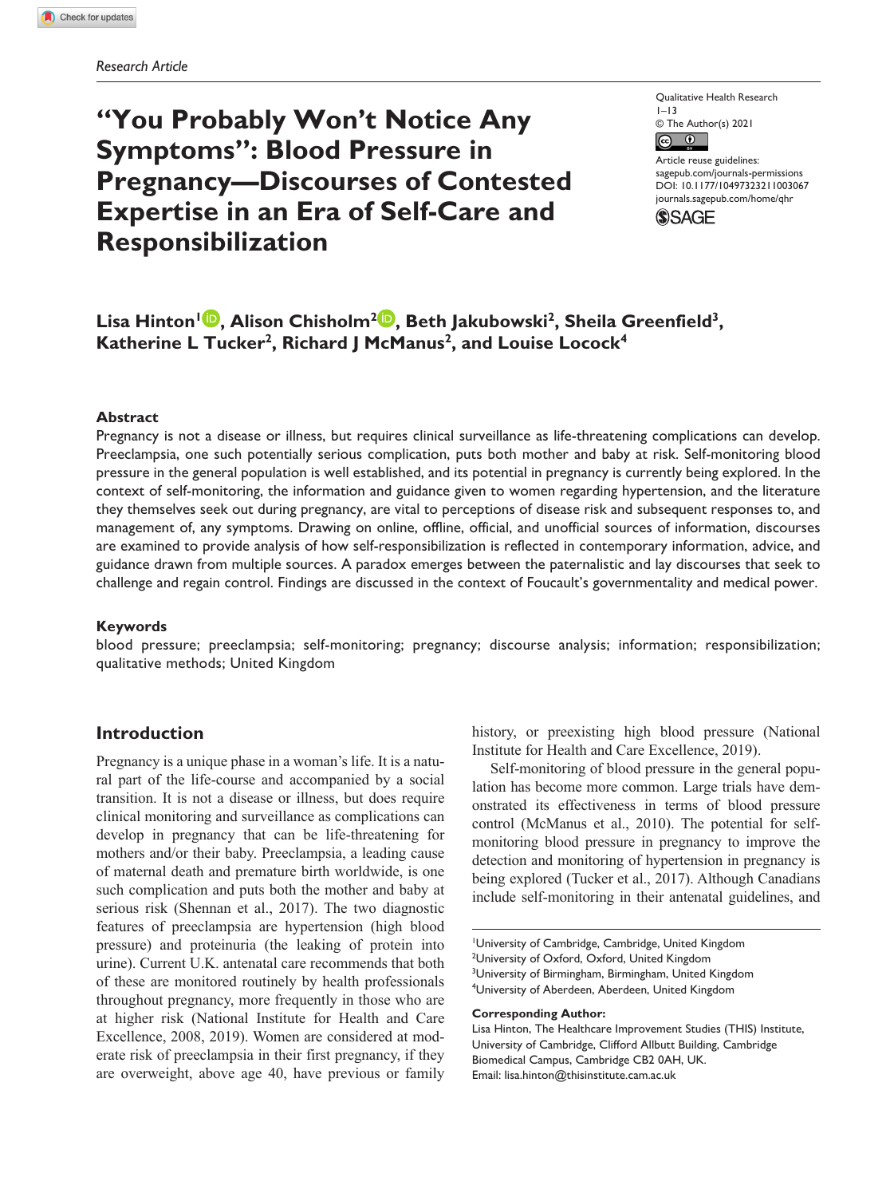Research Article

# "You Probably Won't Notice Any Symptoms": Blood Pressure in Pregnancy—Discourses of Contested Expertise in an Era of Self-Care and Responsibilization

Qualitative Health Research
1–13
© The Author(s) 2021
Article reuse guidelines: sagepub.com/journals-permissions
DOI: 10.1177/10497323211003067
journals.sagepub.com/home/qhr

**Lisa Hinton[1], Alison Chisholm[2], Beth Jakubowski[2], Sheila Greenfield[3], Katherine L Tucker[2], Richard J McManus[2], and Louise Locock[4]**

## Abstract

Pregnancy is not a disease or illness, but requires clinical surveillance as life-threatening complications can develop. Preeclampsia, one such potentially serious complication, puts both mother and baby at risk. Self-monitoring blood pressure in the general population is well established, and its potential in pregnancy is currently being explored. In the context of self-monitoring, the information and guidance given to women regarding hypertension, and the literature they themselves seek out during pregnancy, are vital to perceptions of disease risk and subsequent responses to, and management of, any symptoms. Drawing on online, offline, official, and unofficial sources of information, discourses are examined to provide analysis of how self-responsibilization is reflected in contemporary information, advice, and guidance drawn from multiple sources. A paradox emerges between the paternalistic and lay discourses that seek to challenge and regain control. Findings are discussed in the context of Foucault's governmentality and medical power.

## Keywords

blood pressure; preeclampsia; self-monitoring; pregnancy; discourse analysis; information; responsibilization; qualitative methods; United Kingdom

## Introduction

Pregnancy is a unique phase in a woman's life. It is a natural part of the life-course and accompanied by a social transition. It is not a disease or illness, but does require clinical monitoring and surveillance as complications can develop in pregnancy that can be life-threatening for mothers and/or their baby. Preeclampsia, a leading cause of maternal death and premature birth worldwide, is one such complication and puts both the mother and baby at serious risk (Shennan et al., 2017). The two diagnostic features of preeclampsia are hypertension (high blood pressure) and proteinuria (the leaking of protein into urine). Current U.K. antenatal care recommends that both of these are monitored routinely by health professionals throughout pregnancy, more frequently in those who are at higher risk (National Institute for Health and Care Excellence, 2008, 2019). Women are considered at moderate risk of preeclampsia in their first pregnancy, if they are overweight, above age 40, have previous or family history, or preexisting high blood pressure (National Institute for Health and Care Excellence, 2019).

Self-monitoring of blood pressure in the general population has become more common. Large trials have demonstrated its effectiveness in terms of blood pressure control (McManus et al., 2010). The potential for self-monitoring blood pressure in pregnancy to improve the detection and monitoring of hypertension in pregnancy is being explored (Tucker et al., 2017). Although Canadians include self-monitoring in their antenatal guidelines, and

[1]University of Cambridge, Cambridge, United Kingdom
[2]University of Oxford, Oxford, United Kingdom
[3]University of Birmingham, Birmingham, United Kingdom
[4]University of Aberdeen, Aberdeen, United Kingdom

**Corresponding Author:**
Lisa Hinton, The Healthcare Improvement Studies (THIS) Institute, University of Cambridge, Clifford Allbutt Building, Cambridge Biomedical Campus, Cambridge CB2 0AH, UK.
Email: lisa.hinton@thisinstitute.cam.ac.uk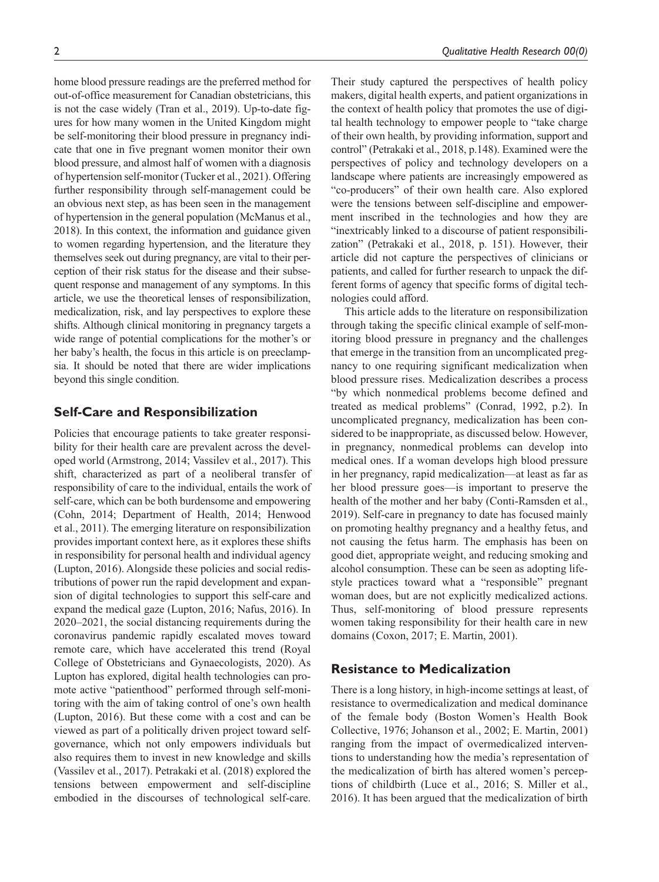home blood pressure readings are the preferred method for out-of-office measurement for Canadian obstetricians, this is not the case widely (Tran et al., 2019). Up-to-date figures for how many women in the United Kingdom might be self-monitoring their blood pressure in pregnancy indicate that one in five pregnant women monitor their own blood pressure, and almost half of women with a diagnosis of hypertension self-monitor (Tucker et al., 2021). Offering further responsibility through self-management could be an obvious next step, as has been seen in the management of hypertension in the general population (McManus et al., 2018). In this context, the information and guidance given to women regarding hypertension, and the literature they themselves seek out during pregnancy, are vital to their perception of their risk status for the disease and their subsequent response and management of any symptoms. In this article, we use the theoretical lenses of responsibilization, medicalization, risk, and lay perspectives to explore these shifts. Although clinical monitoring in pregnancy targets a wide range of potential complications for the mother's or her baby's health, the focus in this article is on preeclampsia. It should be noted that there are wider implications beyond this single condition.

## Self-Care and Responsibilization

Policies that encourage patients to take greater responsibility for their health care are prevalent across the developed world (Armstrong, 2014; Vassilev et al., 2017). This shift, characterized as part of a neoliberal transfer of responsibility of care to the individual, entails the work of self-care, which can be both burdensome and empowering (Cohn, 2014; Department of Health, 2014; Henwood et al., 2011). The emerging literature on responsibilization provides important context here, as it explores these shifts in responsibility for personal health and individual agency (Lupton, 2016). Alongside these policies and social redistributions of power run the rapid development and expansion of digital technologies to support this self-care and expand the medical gaze (Lupton, 2016; Nafus, 2016). In 2020–2021, the social distancing requirements during the coronavirus pandemic rapidly escalated moves toward remote care, which have accelerated this trend (Royal College of Obstetricians and Gynaecologists, 2020). As Lupton has explored, digital health technologies can promote active "patienthood" performed through self-monitoring with the aim of taking control of one's own health (Lupton, 2016). But these come with a cost and can be viewed as part of a politically driven project toward self-governance, which not only empowers individuals but also requires them to invest in new knowledge and skills (Vassilev et al., 2017). Petrakaki et al. (2018) explored the tensions between empowerment and self-discipline embodied in the discourses of technological self-care. Their study captured the perspectives of health policy makers, digital health experts, and patient organizations in the context of health policy that promotes the use of digital health technology to empower people to "take charge of their own health, by providing information, support and control" (Petrakaki et al., 2018, p.148). Examined were the perspectives of policy and technology developers on a landscape where patients are increasingly empowered as "co-producers" of their own health care. Also explored were the tensions between self-discipline and empowerment inscribed in the technologies and how they are "inextricably linked to a discourse of patient responsibilization" (Petrakaki et al., 2018, p. 151). However, their article did not capture the perspectives of clinicians or patients, and called for further research to unpack the different forms of agency that specific forms of digital technologies could afford.

This article adds to the literature on responsibilization through taking the specific clinical example of self-monitoring blood pressure in pregnancy and the challenges that emerge in the transition from an uncomplicated pregnancy to one requiring significant medicalization when blood pressure rises. Medicalization describes a process "by which nonmedical problems become defined and treated as medical problems" (Conrad, 1992, p.2). In uncomplicated pregnancy, medicalization has been considered to be inappropriate, as discussed below. However, in pregnancy, nonmedical problems can develop into medical ones. If a woman develops high blood pressure in her pregnancy, rapid medicalization—at least as far as her blood pressure goes—is important to preserve the health of the mother and her baby (Conti-Ramsden et al., 2019). Self-care in pregnancy to date has focused mainly on promoting healthy pregnancy and a healthy fetus, and not causing the fetus harm. The emphasis has been on good diet, appropriate weight, and reducing smoking and alcohol consumption. These can be seen as adopting lifestyle practices toward what a "responsible" pregnant woman does, but are not explicitly medicalized actions. Thus, self-monitoring of blood pressure represents women taking responsibility for their health care in new domains (Coxon, 2017; E. Martin, 2001).

## Resistance to Medicalization

There is a long history, in high-income settings at least, of resistance to overmedicalization and medical dominance of the female body (Boston Women's Health Book Collective, 1976; Johanson et al., 2002; E. Martin, 2001) ranging from the impact of overmedicalized interventions to understanding how the media's representation of the medicalization of birth has altered women's perceptions of childbirth (Luce et al., 2016; S. Miller et al., 2016). It has been argued that the medicalization of birth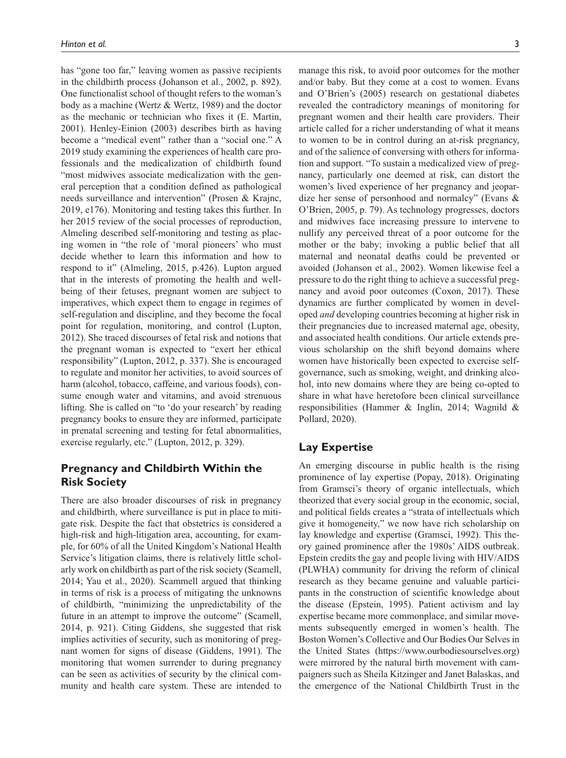has "gone too far," leaving women as passive recipients in the childbirth process (Johanson et al., 2002, p. 892). One functionalist school of thought refers to the woman's body as a machine (Wertz & Wertz, 1989) and the doctor as the mechanic or technician who fixes it (E. Martin, 2001). Henley-Einion (2003) describes birth as having become a "medical event" rather than a "social one." A 2019 study examining the experiences of health care professionals and the medicalization of childbirth found "most midwives associate medicalization with the general perception that a condition defined as pathological needs surveillance and intervention" (Prosen & Krajnc, 2019, e176). Monitoring and testing takes this further. In her 2015 review of the social processes of reproduction, Almeling described self-monitoring and testing as placing women in "the role of 'moral pioneers' who must decide whether to learn this information and how to respond to it" (Almeling, 2015, p.426). Lupton argued that in the interests of promoting the health and wellbeing of their fetuses, pregnant women are subject to imperatives, which expect them to engage in regimes of self-regulation and discipline, and they become the focal point for regulation, monitoring, and control (Lupton, 2012). She traced discourses of fetal risk and notions that the pregnant woman is expected to "exert her ethical responsibility" (Lupton, 2012, p. 337). She is encouraged to regulate and monitor her activities, to avoid sources of harm (alcohol, tobacco, caffeine, and various foods), consume enough water and vitamins, and avoid strenuous lifting. She is called on "to 'do your research' by reading pregnancy books to ensure they are informed, participate in prenatal screening and testing for fetal abnormalities, exercise regularly, etc." (Lupton, 2012, p. 329).

## Pregnancy and Childbirth Within the Risk Society

There are also broader discourses of risk in pregnancy and childbirth, where surveillance is put in place to mitigate risk. Despite the fact that obstetrics is considered a high-risk and high-litigation area, accounting, for example, for 60% of all the United Kingdom's National Health Service's litigation claims, there is relatively little scholarly work on childbirth as part of the risk society (Scamell, 2014; Yau et al., 2020). Scammell argued that thinking in terms of risk is a process of mitigating the unknowns of childbirth, "minimizing the unpredictability of the future in an attempt to improve the outcome" (Scamell, 2014, p. 921). Citing Giddens, she suggested that risk implies activities of security, such as monitoring of pregnant women for signs of disease (Giddens, 1991). The monitoring that women surrender to during pregnancy can be seen as activities of security by the clinical community and health care system. These are intended to manage this risk, to avoid poor outcomes for the mother and/or baby. But they come at a cost to women. Evans and O'Brien's (2005) research on gestational diabetes revealed the contradictory meanings of monitoring for pregnant women and their health care providers. Their article called for a richer understanding of what it means to women to be in control during an at-risk pregnancy, and of the salience of conversing with others for information and support. "To sustain a medicalized view of pregnancy, particularly one deemed at risk, can distort the women's lived experience of her pregnancy and jeopardize her sense of personhood and normalcy" (Evans & O'Brien, 2005, p. 79). As technology progresses, doctors and midwives face increasing pressure to intervene to nullify any perceived threat of a poor outcome for the mother or the baby; invoking a public belief that all maternal and neonatal deaths could be prevented or avoided (Johanson et al., 2002). Women likewise feel a pressure to do the right thing to achieve a successful pregnancy and avoid poor outcomes (Coxon, 2017). These dynamics are further complicated by women in developed *and* developing countries becoming at higher risk in their pregnancies due to increased maternal age, obesity, and associated health conditions. Our article extends previous scholarship on the shift beyond domains where women have historically been expected to exercise self-governance, such as smoking, weight, and drinking alcohol, into new domains where they are being co-opted to share in what have heretofore been clinical surveillance responsibilities (Hammer & Inglin, 2014; Wagnild & Pollard, 2020).

## Lay Expertise

An emerging discourse in public health is the rising prominence of lay expertise (Popay, 2018). Originating from Gramsci's theory of organic intellectuals, which theorized that every social group in the economic, social, and political fields creates a "strata of intellectuals which give it homogeneity," we now have rich scholarship on lay knowledge and expertise (Gramsci, 1992). This theory gained prominence after the 1980s' AIDS outbreak. Epstein credits the gay and people living with HIV/AIDS (PLWHA) community for driving the reform of clinical research as they became genuine and valuable participants in the construction of scientific knowledge about the disease (Epstein, 1995). Patient activism and lay expertise became more commonplace, and similar movements subsequently emerged in women's health. The Boston Women's Collective and Our Bodies Our Selves in the United States (https://www.ourbodiesourselves.org) were mirrored by the natural birth movement with campaigners such as Sheila Kitzinger and Janet Balaskas, and the emergence of the National Childbirth Trust in the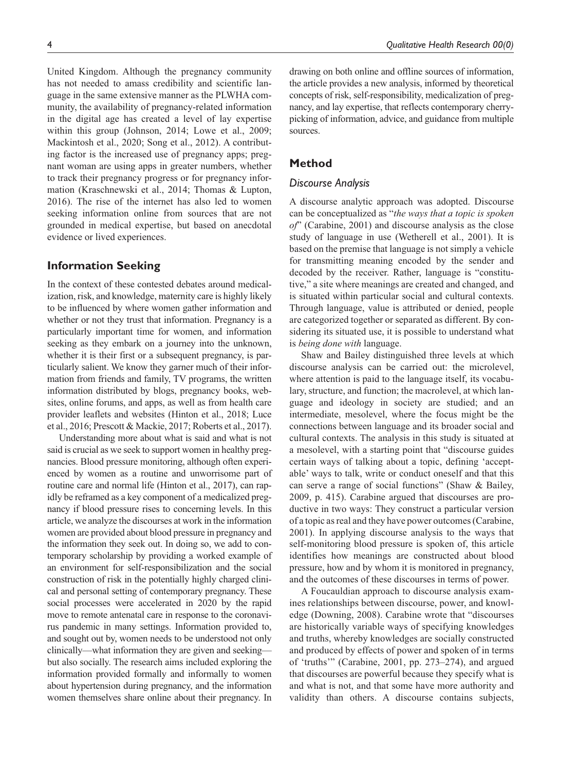United Kingdom. Although the pregnancy community has not needed to amass credibility and scientific language in the same extensive manner as the PLWHA community, the availability of pregnancy-related information in the digital age has created a level of lay expertise within this group (Johnson, 2014; Lowe et al., 2009; Mackintosh et al., 2020; Song et al., 2012). A contributing factor is the increased use of pregnancy apps; pregnant woman are using apps in greater numbers, whether to track their pregnancy progress or for pregnancy information (Kraschnewski et al., 2014; Thomas & Lupton, 2016). The rise of the internet has also led to women seeking information online from sources that are not grounded in medical expertise, but based on anecdotal evidence or lived experiences.

## Information Seeking

In the context of these contested debates around medicalization, risk, and knowledge, maternity care is highly likely to be influenced by where women gather information and whether or not they trust that information. Pregnancy is a particularly important time for women, and information seeking as they embark on a journey into the unknown, whether it is their first or a subsequent pregnancy, is particularly salient. We know they garner much of their information from friends and family, TV programs, the written information distributed by blogs, pregnancy books, websites, online forums, and apps, as well as from health care provider leaflets and websites (Hinton et al., 2018; Luce et al., 2016; Prescott & Mackie, 2017; Roberts et al., 2017).

Understanding more about what is said and what is not said is crucial as we seek to support women in healthy pregnancies. Blood pressure monitoring, although often experienced by women as a routine and unworrisome part of routine care and normal life (Hinton et al., 2017), can rapidly be reframed as a key component of a medicalized pregnancy if blood pressure rises to concerning levels. In this article, we analyze the discourses at work in the information women are provided about blood pressure in pregnancy and the information they seek out. In doing so, we add to contemporary scholarship by providing a worked example of an environment for self-responsibilization and the social construction of risk in the potentially highly charged clinical and personal setting of contemporary pregnancy. These social processes were accelerated in 2020 by the rapid move to remote antenatal care in response to the coronavirus pandemic in many settings. Information provided to, and sought out by, women needs to be understood not only clinically—what information they are given and seeking—but also socially. The research aims included exploring the information provided formally and informally to women about hypertension during pregnancy, and the information women themselves share online about their pregnancy. In drawing on both online and offline sources of information, the article provides a new analysis, informed by theoretical concepts of risk, self-responsibility, medicalization of pregnancy, and lay expertise, that reflects contemporary cherry-picking of information, advice, and guidance from multiple sources.

## Method

### *Discourse Analysis*

A discourse analytic approach was adopted. Discourse can be conceptualized as "*the ways that a topic is spoken of*" (Carabine, 2001) and discourse analysis as the close study of language in use (Wetherell et al., 2001). It is based on the premise that language is not simply a vehicle for transmitting meaning encoded by the sender and decoded by the receiver. Rather, language is "constitutive," a site where meanings are created and changed, and is situated within particular social and cultural contexts. Through language, value is attributed or denied, people are categorized together or separated as different. By considering its situated use, it is possible to understand what is *being done with* language.

Shaw and Bailey distinguished three levels at which discourse analysis can be carried out: the microlevel, where attention is paid to the language itself, its vocabulary, structure, and function; the macrolevel, at which language and ideology in society are studied; and an intermediate, mesolevel, where the focus might be the connections between language and its broader social and cultural contexts. The analysis in this study is situated at a mesolevel, with a starting point that "discourse guides certain ways of talking about a topic, defining 'acceptable' ways to talk, write or conduct oneself and that this can serve a range of social functions" (Shaw & Bailey, 2009, p. 415). Carabine argued that discourses are productive in two ways: They construct a particular version of a topic as real and they have power outcomes (Carabine, 2001). In applying discourse analysis to the ways that self-monitoring blood pressure is spoken of, this article identifies how meanings are constructed about blood pressure, how and by whom it is monitored in pregnancy, and the outcomes of these discourses in terms of power.

A Foucauldian approach to discourse analysis examines relationships between discourse, power, and knowledge (Downing, 2008). Carabine wrote that "discourses are historically variable ways of specifying knowledges and truths, whereby knowledges are socially constructed and produced by effects of power and spoken of in terms of 'truths'" (Carabine, 2001, pp. 273–274), and argued that discourses are powerful because they specify what is and what is not, and that some have more authority and validity than others. A discourse contains subjects,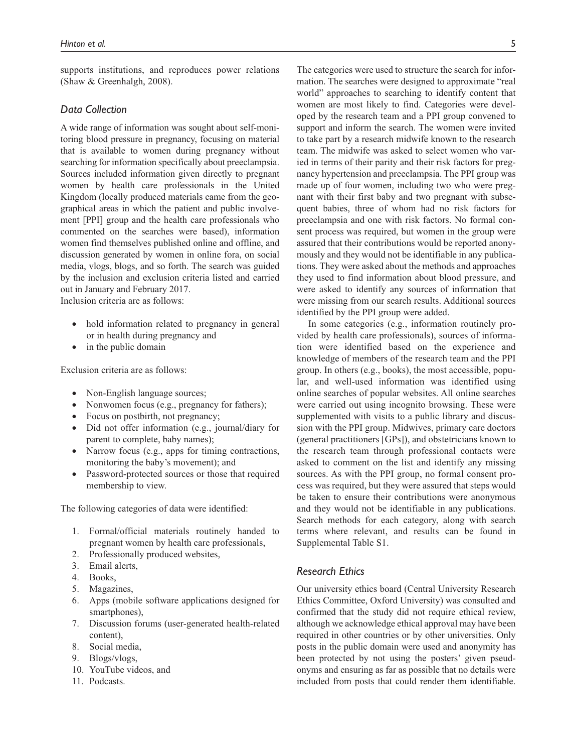supports institutions, and reproduces power relations (Shaw & Greenhalgh, 2008).

### Data Collection

A wide range of information was sought about self-monitoring blood pressure in pregnancy, focusing on material that is available to women during pregnancy without searching for information specifically about preeclampsia. Sources included information given directly to pregnant women by health care professionals in the United Kingdom (locally produced materials came from the geographical areas in which the patient and public involvement [PPI] group and the health care professionals who commented on the searches were based), information women find themselves published online and offline, and discussion generated by women in online fora, on social media, vlogs, blogs, and so forth. The search was guided by the inclusion and exclusion criteria listed and carried out in January and February 2017.

Inclusion criteria are as follows:

- hold information related to pregnancy in general or in health during pregnancy and
- in the public domain

Exclusion criteria are as follows:

- Non-English language sources;
- Nonwomen focus (e.g., pregnancy for fathers);
- Focus on postbirth, not pregnancy;
- Did not offer information (e.g., journal/diary for parent to complete, baby names);
- Narrow focus (e.g., apps for timing contractions, monitoring the baby's movement); and
- Password-protected sources or those that required membership to view.

The following categories of data were identified:

1. Formal/official materials routinely handed to pregnant women by health care professionals,
2. Professionally produced websites,
3. Email alerts,
4. Books,
5. Magazines,
6. Apps (mobile software applications designed for smartphones),
7. Discussion forums (user-generated health-related content),
8. Social media,
9. Blogs/vlogs,
10. YouTube videos, and
11. Podcasts.

The categories were used to structure the search for information. The searches were designed to approximate "real world" approaches to searching to identify content that women are most likely to find. Categories were developed by the research team and a PPI group convened to support and inform the search. The women were invited to take part by a research midwife known to the research team. The midwife was asked to select women who varied in terms of their parity and their risk factors for pregnancy hypertension and preeclampsia. The PPI group was made up of four women, including two who were pregnant with their first baby and two pregnant with subsequent babies, three of whom had no risk factors for preeclampsia and one with risk factors. No formal consent process was required, but women in the group were assured that their contributions would be reported anonymously and they would not be identifiable in any publications. They were asked about the methods and approaches they used to find information about blood pressure, and were asked to identify any sources of information that were missing from our search results. Additional sources identified by the PPI group were added.

In some categories (e.g., information routinely provided by health care professionals), sources of information were identified based on the experience and knowledge of members of the research team and the PPI group. In others (e.g., books), the most accessible, popular, and well-used information was identified using online searches of popular websites. All online searches were carried out using incognito browsing. These were supplemented with visits to a public library and discussion with the PPI group. Midwives, primary care doctors (general practitioners [GPs]), and obstetricians known to the research team through professional contacts were asked to comment on the list and identify any missing sources. As with the PPI group, no formal consent process was required, but they were assured that steps would be taken to ensure their contributions were anonymous and they would not be identifiable in any publications. Search methods for each category, along with search terms where relevant, and results can be found in Supplemental Table S1.

### Research Ethics

Our university ethics board (Central University Research Ethics Committee, Oxford University) was consulted and confirmed that the study did not require ethical review, although we acknowledge ethical approval may have been required in other countries or by other universities. Only posts in the public domain were used and anonymity has been protected by not using the posters' given pseudonyms and ensuring as far as possible that no details were included from posts that could render them identifiable.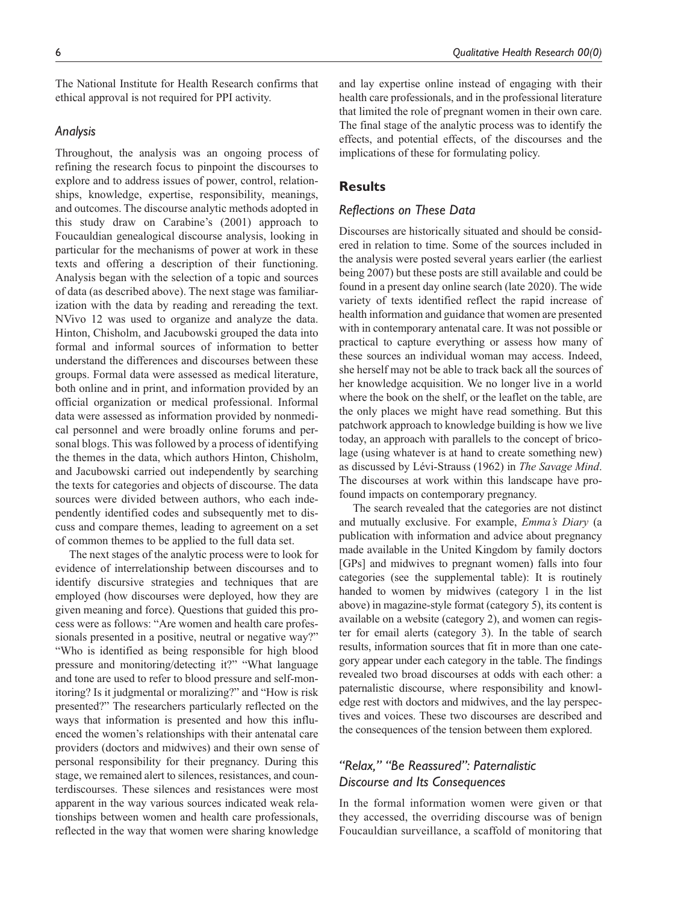The National Institute for Health Research confirms that ethical approval is not required for PPI activity.

### *Analysis*

Throughout, the analysis was an ongoing process of refining the research focus to pinpoint the discourses to explore and to address issues of power, control, relationships, knowledge, expertise, responsibility, meanings, and outcomes. The discourse analytic methods adopted in this study draw on Carabine's (2001) approach to Foucauldian genealogical discourse analysis, looking in particular for the mechanisms of power at work in these texts and offering a description of their functioning. Analysis began with the selection of a topic and sources of data (as described above). The next stage was familiarization with the data by reading and rereading the text. NVivo 12 was used to organize and analyze the data. Hinton, Chisholm, and Jacubowski grouped the data into formal and informal sources of information to better understand the differences and discourses between these groups. Formal data were assessed as medical literature, both online and in print, and information provided by an official organization or medical professional. Informal data were assessed as information provided by nonmedical personnel and were broadly online forums and personal blogs. This was followed by a process of identifying the themes in the data, which authors Hinton, Chisholm, and Jacubowski carried out independently by searching the texts for categories and objects of discourse. The data sources were divided between authors, who each independently identified codes and subsequently met to discuss and compare themes, leading to agreement on a set of common themes to be applied to the full data set.

The next stages of the analytic process were to look for evidence of interrelationship between discourses and to identify discursive strategies and techniques that are employed (how discourses were deployed, how they are given meaning and force). Questions that guided this process were as follows: "Are women and health care professionals presented in a positive, neutral or negative way?" "Who is identified as being responsible for high blood pressure and monitoring/detecting it?" "What language and tone are used to refer to blood pressure and self-monitoring? Is it judgmental or moralizing?" and "How is risk presented?" The researchers particularly reflected on the ways that information is presented and how this influenced the women's relationships with their antenatal care providers (doctors and midwives) and their own sense of personal responsibility for their pregnancy. During this stage, we remained alert to silences, resistances, and counterdiscourses. These silences and resistances were most apparent in the way various sources indicated weak relationships between women and health care professionals, reflected in the way that women were sharing knowledge and lay expertise online instead of engaging with their health care professionals, and in the professional literature that limited the role of pregnant women in their own care. The final stage of the analytic process was to identify the effects, and potential effects, of the discourses and the implications of these for formulating policy.

## Results

### *Reflections on These Data*

Discourses are historically situated and should be considered in relation to time. Some of the sources included in the analysis were posted several years earlier (the earliest being 2007) but these posts are still available and could be found in a present day online search (late 2020). The wide variety of texts identified reflect the rapid increase of health information and guidance that women are presented with in contemporary antenatal care. It was not possible or practical to capture everything or assess how many of these sources an individual woman may access. Indeed, she herself may not be able to track back all the sources of her knowledge acquisition. We no longer live in a world where the book on the shelf, or the leaflet on the table, are the only places we might have read something. But this patchwork approach to knowledge building is how we live today, an approach with parallels to the concept of bricolage (using whatever is at hand to create something new) as discussed by Lévi-Strauss (1962) in *The Savage Mind*. The discourses at work within this landscape have profound impacts on contemporary pregnancy.

The search revealed that the categories are not distinct and mutually exclusive. For example, *Emma's Diary* (a publication with information and advice about pregnancy made available in the United Kingdom by family doctors [GPs] and midwives to pregnant women) falls into four categories (see the supplemental table): It is routinely handed to women by midwives (category 1 in the list above) in magazine-style format (category 5), its content is available on a website (category 2), and women can register for email alerts (category 3). In the table of search results, information sources that fit in more than one category appear under each category in the table. The findings revealed two broad discourses at odds with each other: a paternalistic discourse, where responsibility and knowledge rest with doctors and midwives, and the lay perspectives and voices. These two discourses are described and the consequences of the tension between them explored.

### *"Relax," "Be Reassured": Paternalistic Discourse and Its Consequences*

In the formal information women were given or that they accessed, the overriding discourse was of benign Foucauldian surveillance, a scaffold of monitoring that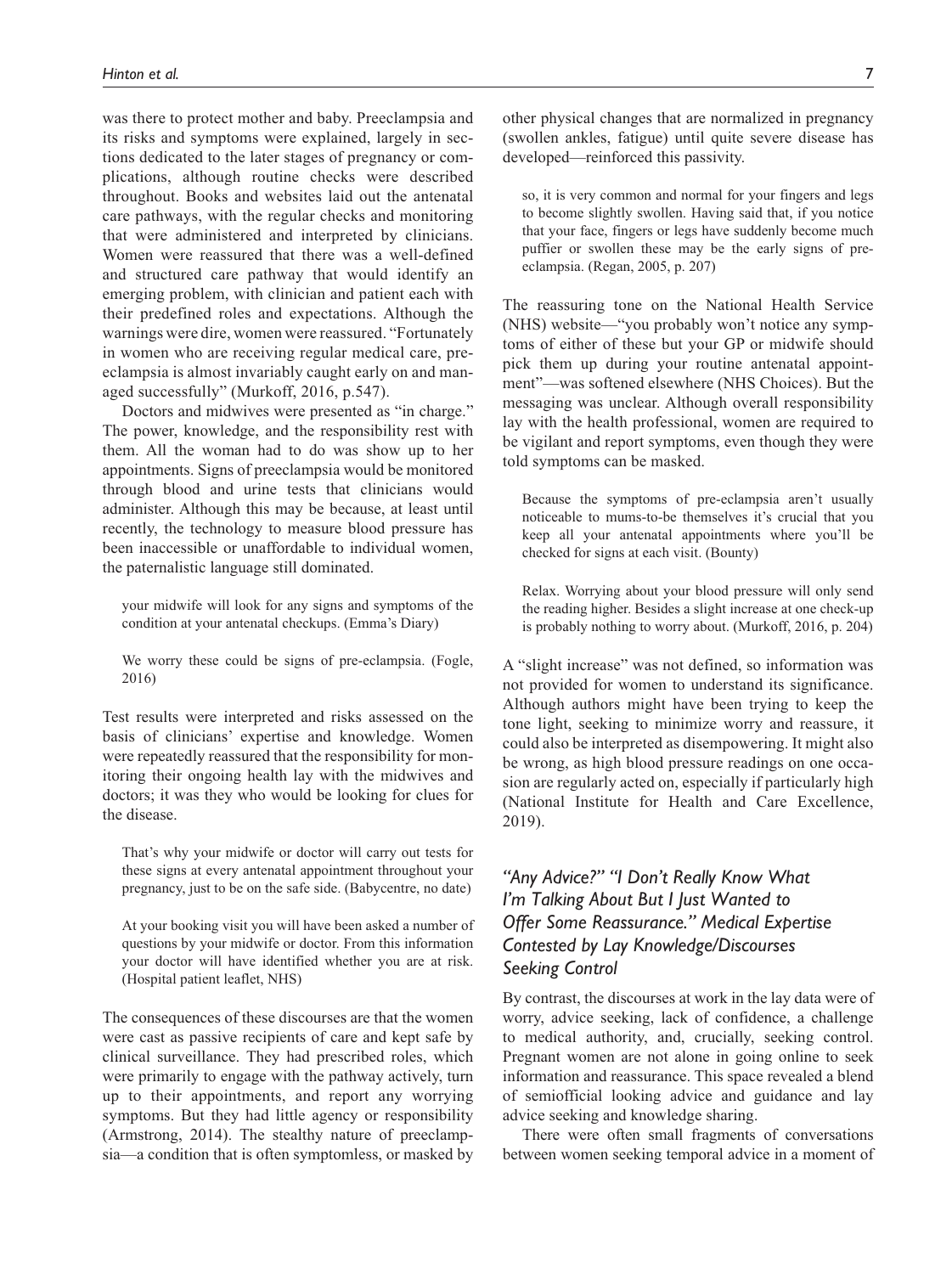was there to protect mother and baby. Preeclampsia and its risks and symptoms were explained, largely in sections dedicated to the later stages of pregnancy or complications, although routine checks were described throughout. Books and websites laid out the antenatal care pathways, with the regular checks and monitoring that were administered and interpreted by clinicians. Women were reassured that there was a well-defined and structured care pathway that would identify an emerging problem, with clinician and patient each with their predefined roles and expectations. Although the warnings were dire, women were reassured. "Fortunately in women who are receiving regular medical care, preeclampsia is almost invariably caught early on and managed successfully" (Murkoff, 2016, p.547).

Doctors and midwives were presented as "in charge." The power, knowledge, and the responsibility rest with them. All the woman had to do was show up to her appointments. Signs of preeclampsia would be monitored through blood and urine tests that clinicians would administer. Although this may be because, at least until recently, the technology to measure blood pressure has been inaccessible or unaffordable to individual women, the paternalistic language still dominated.

> your midwife will look for any signs and symptoms of the condition at your antenatal checkups. (Emma's Diary)

> We worry these could be signs of pre-eclampsia. (Fogle, 2016)

Test results were interpreted and risks assessed on the basis of clinicians' expertise and knowledge. Women were repeatedly reassured that the responsibility for monitoring their ongoing health lay with the midwives and doctors; it was they who would be looking for clues for the disease.

> That's why your midwife or doctor will carry out tests for these signs at every antenatal appointment throughout your pregnancy, just to be on the safe side. (Babycentre, no date)

> At your booking visit you will have been asked a number of questions by your midwife or doctor. From this information your doctor will have identified whether you are at risk. (Hospital patient leaflet, NHS)

The consequences of these discourses are that the women were cast as passive recipients of care and kept safe by clinical surveillance. They had prescribed roles, which were primarily to engage with the pathway actively, turn up to their appointments, and report any worrying symptoms. But they had little agency or responsibility (Armstrong, 2014). The stealthy nature of preeclampsia—a condition that is often symptomless, or masked by other physical changes that are normalized in pregnancy (swollen ankles, fatigue) until quite severe disease has developed—reinforced this passivity.

> so, it is very common and normal for your fingers and legs to become slightly swollen. Having said that, if you notice that your face, fingers or legs have suddenly become much puffier or swollen these may be the early signs of pre-eclampsia. (Regan, 2005, p. 207)

The reassuring tone on the National Health Service (NHS) website—"you probably won't notice any symptoms of either of these but your GP or midwife should pick them up during your routine antenatal appointment"—was softened elsewhere (NHS Choices). But the messaging was unclear. Although overall responsibility lay with the health professional, women are required to be vigilant and report symptoms, even though they were told symptoms can be masked.

> Because the symptoms of pre-eclampsia aren't usually noticeable to mums-to-be themselves it's crucial that you keep all your antenatal appointments where you'll be checked for signs at each visit. (Bounty)

> Relax. Worrying about your blood pressure will only send the reading higher. Besides a slight increase at one check-up is probably nothing to worry about. (Murkoff, 2016, p. 204)

A "slight increase" was not defined, so information was not provided for women to understand its significance. Although authors might have been trying to keep the tone light, seeking to minimize worry and reassure, it could also be interpreted as disempowering. It might also be wrong, as high blood pressure readings on one occasion are regularly acted on, especially if particularly high (National Institute for Health and Care Excellence, 2019).

## *"Any Advice?" "I Don't Really Know What I'm Talking About But I Just Wanted to Offer Some Reassurance." Medical Expertise Contested by Lay Knowledge/Discourses Seeking Control*

By contrast, the discourses at work in the lay data were of worry, advice seeking, lack of confidence, a challenge to medical authority, and, crucially, seeking control. Pregnant women are not alone in going online to seek information and reassurance. This space revealed a blend of semiofficial looking advice and guidance and lay advice seeking and knowledge sharing.

There were often small fragments of conversations between women seeking temporal advice in a moment of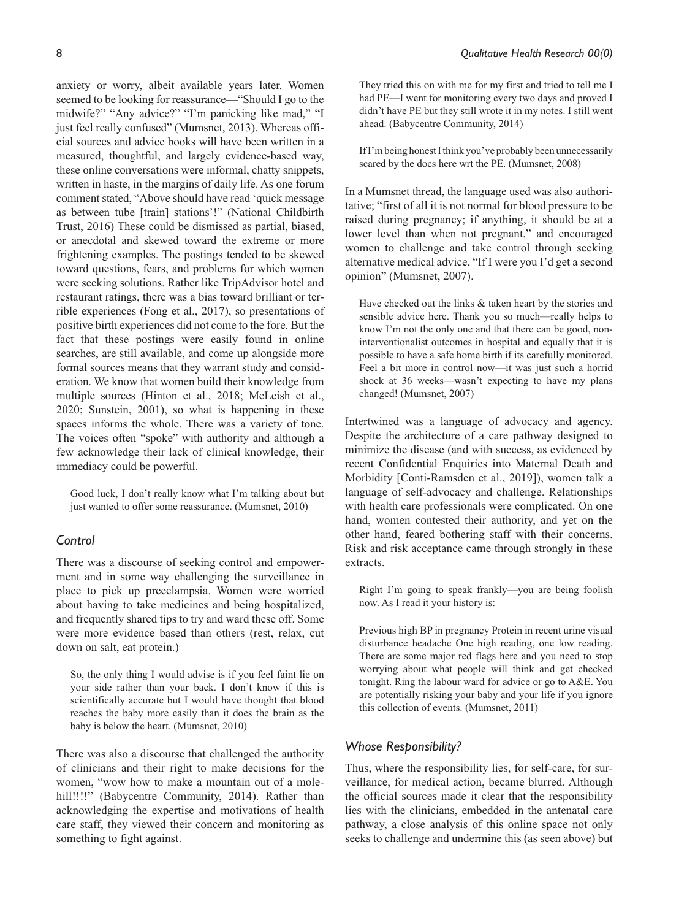anxiety or worry, albeit available years later. Women seemed to be looking for reassurance—"Should I go to the midwife?" "Any advice?" "I'm panicking like mad," "I just feel really confused" (Mumsnet, 2013). Whereas official sources and advice books will have been written in a measured, thoughtful, and largely evidence-based way, these online conversations were informal, chatty snippets, written in haste, in the margins of daily life. As one forum comment stated, "Above should have read 'quick message as between tube [train] stations'!" (National Childbirth Trust, 2016) These could be dismissed as partial, biased, or anecdotal and skewed toward the extreme or more frightening examples. The postings tended to be skewed toward questions, fears, and problems for which women were seeking solutions. Rather like TripAdvisor hotel and restaurant ratings, there was a bias toward brilliant or terrible experiences (Fong et al., 2017), so presentations of positive birth experiences did not come to the fore. But the fact that these postings were easily found in online searches, are still available, and come up alongside more formal sources means that they warrant study and consideration. We know that women build their knowledge from multiple sources (Hinton et al., 2018; McLeish et al., 2020; Sunstein, 2001), so what is happening in these spaces informs the whole. There was a variety of tone. The voices often "spoke" with authority and although a few acknowledge their lack of clinical knowledge, their immediacy could be powerful.

> Good luck, I don't really know what I'm talking about but just wanted to offer some reassurance. (Mumsnet, 2010)

### *Control*

There was a discourse of seeking control and empowerment and in some way challenging the surveillance in place to pick up preeclampsia. Women were worried about having to take medicines and being hospitalized, and frequently shared tips to try and ward these off. Some were more evidence based than others (rest, relax, cut down on salt, eat protein.)

> So, the only thing I would advise is if you feel faint lie on your side rather than your back. I don't know if this is scientifically accurate but I would have thought that blood reaches the baby more easily than it does the brain as the baby is below the heart. (Mumsnet, 2010)

There was also a discourse that challenged the authority of clinicians and their right to make decisions for the women, "wow how to make a mountain out of a molehill!!!!" (Babycentre Community, 2014). Rather than acknowledging the expertise and motivations of health care staff, they viewed their concern and monitoring as something to fight against.

> They tried this on with me for my first and tried to tell me I had PE—I went for monitoring every two days and proved I didn't have PE but they still wrote it in my notes. I still went ahead. (Babycentre Community, 2014)

> If I'm being honest I think you've probably been unnecessarily scared by the docs here wrt the PE. (Mumsnet, 2008)

In a Mumsnet thread, the language used was also authoritative; "first of all it is not normal for blood pressure to be raised during pregnancy; if anything, it should be at a lower level than when not pregnant," and encouraged women to challenge and take control through seeking alternative medical advice, "If I were you I'd get a second opinion" (Mumsnet, 2007).

> Have checked out the links & taken heart by the stories and sensible advice here. Thank you so much—really helps to know I'm not the only one and that there can be good, non-interventionalist outcomes in hospital and equally that it is possible to have a safe home birth if its carefully monitored. Feel a bit more in control now—it was just such a horrid shock at 36 weeks—wasn't expecting to have my plans changed! (Mumsnet, 2007)

Intertwined was a language of advocacy and agency. Despite the architecture of a care pathway designed to minimize the disease (and with success, as evidenced by recent Confidential Enquiries into Maternal Death and Morbidity [Conti-Ramsden et al., 2019]), women talk a language of self-advocacy and challenge. Relationships with health care professionals were complicated. On one hand, women contested their authority, and yet on the other hand, feared bothering staff with their concerns. Risk and risk acceptance came through strongly in these extracts.

> Right I'm going to speak frankly—you are being foolish now. As I read it your history is:
>
> Previous high BP in pregnancy Protein in recent urine visual disturbance headache One high reading, one low reading. There are some major red flags here and you need to stop worrying about what people will think and get checked tonight. Ring the labour ward for advice or go to A&E. You are potentially risking your baby and your life if you ignore this collection of events. (Mumsnet, 2011)

### *Whose Responsibility?*

Thus, where the responsibility lies, for self-care, for surveillance, for medical action, became blurred. Although the official sources made it clear that the responsibility lies with the clinicians, embedded in the antenatal care pathway, a close analysis of this online space not only seeks to challenge and undermine this (as seen above) but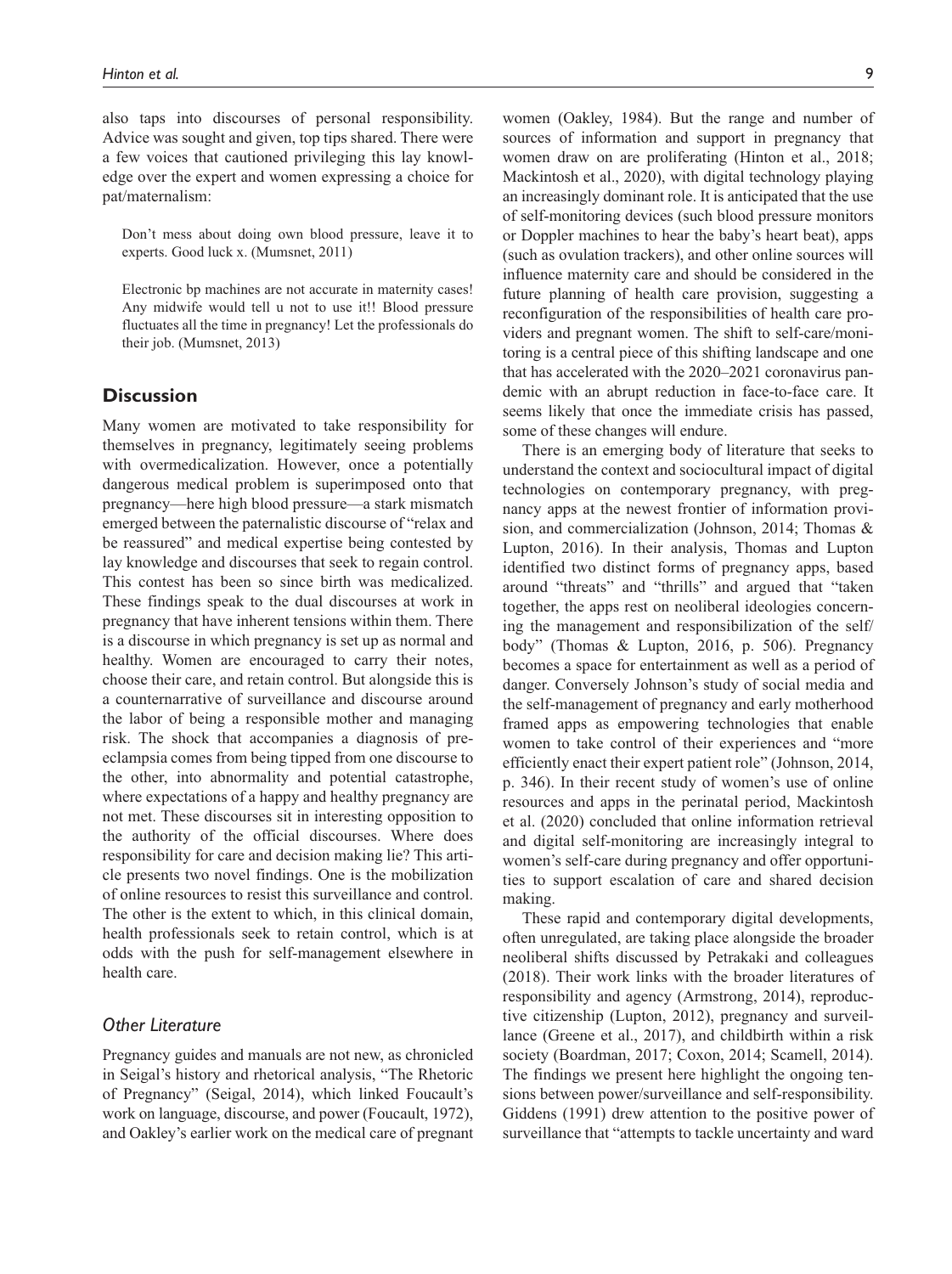also taps into discourses of personal responsibility. Advice was sought and given, top tips shared. There were a few voices that cautioned privileging this lay knowledge over the expert and women expressing a choice for pat/maternalism:

> Don't mess about doing own blood pressure, leave it to experts. Good luck x. (Mumsnet, 2011)

> Electronic bp machines are not accurate in maternity cases! Any midwife would tell u not to use it!! Blood pressure fluctuates all the time in pregnancy! Let the professionals do their job. (Mumsnet, 2013)

## Discussion

Many women are motivated to take responsibility for themselves in pregnancy, legitimately seeing problems with overmedicalization. However, once a potentially dangerous medical problem is superimposed onto that pregnancy—here high blood pressure—a stark mismatch emerged between the paternalistic discourse of "relax and be reassured" and medical expertise being contested by lay knowledge and discourses that seek to regain control. This contest has been so since birth was medicalized. These findings speak to the dual discourses at work in pregnancy that have inherent tensions within them. There is a discourse in which pregnancy is set up as normal and healthy. Women are encouraged to carry their notes, choose their care, and retain control. But alongside this is a counternarrative of surveillance and discourse around the labor of being a responsible mother and managing risk. The shock that accompanies a diagnosis of preeclampsia comes from being tipped from one discourse to the other, into abnormality and potential catastrophe, where expectations of a happy and healthy pregnancy are not met. These discourses sit in interesting opposition to the authority of the official discourses. Where does responsibility for care and decision making lie? This article presents two novel findings. One is the mobilization of online resources to resist this surveillance and control. The other is the extent to which, in this clinical domain, health professionals seek to retain control, which is at odds with the push for self-management elsewhere in health care.

### Other Literature

Pregnancy guides and manuals are not new, as chronicled in Seigal's history and rhetorical analysis, "The Rhetoric of Pregnancy" (Seigal, 2014), which linked Foucault's work on language, discourse, and power (Foucault, 1972), and Oakley's earlier work on the medical care of pregnant women (Oakley, 1984). But the range and number of sources of information and support in pregnancy that women draw on are proliferating (Hinton et al., 2018; Mackintosh et al., 2020), with digital technology playing an increasingly dominant role. It is anticipated that the use of self-monitoring devices (such blood pressure monitors or Doppler machines to hear the baby's heart beat), apps (such as ovulation trackers), and other online sources will influence maternity care and should be considered in the future planning of health care provision, suggesting a reconfiguration of the responsibilities of health care providers and pregnant women. The shift to self-care/monitoring is a central piece of this shifting landscape and one that has accelerated with the 2020–2021 coronavirus pandemic with an abrupt reduction in face-to-face care. It seems likely that once the immediate crisis has passed, some of these changes will endure.

There is an emerging body of literature that seeks to understand the context and sociocultural impact of digital technologies on contemporary pregnancy, with pregnancy apps at the newest frontier of information provision, and commercialization (Johnson, 2014; Thomas & Lupton, 2016). In their analysis, Thomas and Lupton identified two distinct forms of pregnancy apps, based around "threats" and "thrills" and argued that "taken together, the apps rest on neoliberal ideologies concerning the management and responsibilization of the self/body" (Thomas & Lupton, 2016, p. 506). Pregnancy becomes a space for entertainment as well as a period of danger. Conversely Johnson's study of social media and the self-management of pregnancy and early motherhood framed apps as empowering technologies that enable women to take control of their experiences and "more efficiently enact their expert patient role" (Johnson, 2014, p. 346). In their recent study of women's use of online resources and apps in the perinatal period, Mackintosh et al. (2020) concluded that online information retrieval and digital self-monitoring are increasingly integral to women's self-care during pregnancy and offer opportunities to support escalation of care and shared decision making.

These rapid and contemporary digital developments, often unregulated, are taking place alongside the broader neoliberal shifts discussed by Petrakaki and colleagues (2018). Their work links with the broader literatures of responsibility and agency (Armstrong, 2014), reproductive citizenship (Lupton, 2012), pregnancy and surveillance (Greene et al., 2017), and childbirth within a risk society (Boardman, 2017; Coxon, 2014; Scamell, 2014). The findings we present here highlight the ongoing tensions between power/surveillance and self-responsibility. Giddens (1991) drew attention to the positive power of surveillance that "attempts to tackle uncertainty and ward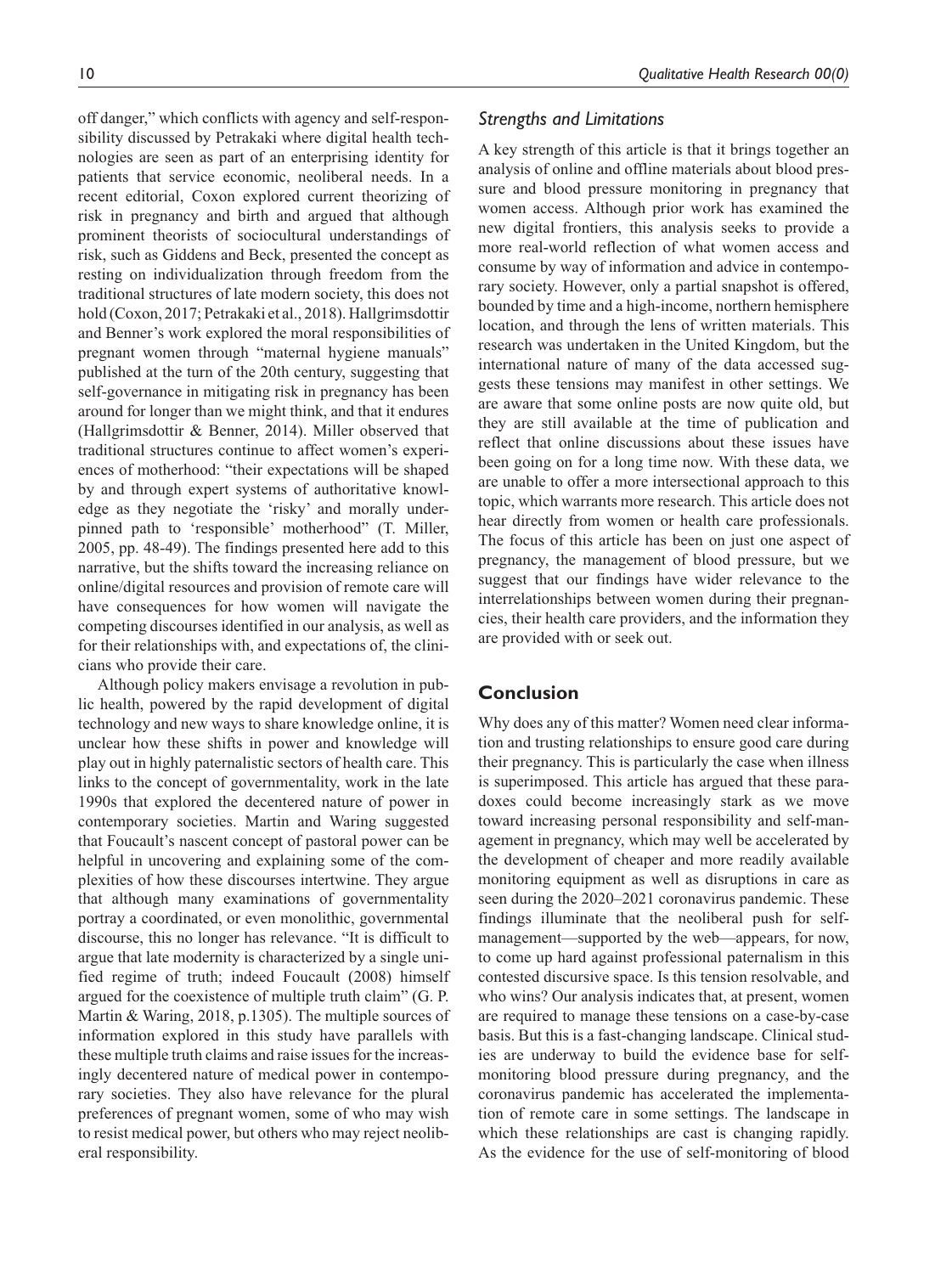off danger," which conflicts with agency and self-responsibility discussed by Petrakaki where digital health technologies are seen as part of an enterprising identity for patients that service economic, neoliberal needs. In a recent editorial, Coxon explored current theorizing of risk in pregnancy and birth and argued that although prominent theorists of sociocultural understandings of risk, such as Giddens and Beck, presented the concept as resting on individualization through freedom from the traditional structures of late modern society, this does not hold (Coxon, 2017; Petrakaki et al., 2018). Hallgrimsdottir and Benner's work explored the moral responsibilities of pregnant women through "maternal hygiene manuals" published at the turn of the 20th century, suggesting that self-governance in mitigating risk in pregnancy has been around for longer than we might think, and that it endures (Hallgrimsdottir & Benner, 2014). Miller observed that traditional structures continue to affect women's experiences of motherhood: "their expectations will be shaped by and through expert systems of authoritative knowledge as they negotiate the 'risky' and morally underpinned path to 'responsible' motherhood" (T. Miller, 2005, pp. 48-49). The findings presented here add to this narrative, but the shifts toward the increasing reliance on online/digital resources and provision of remote care will have consequences for how women will navigate the competing discourses identified in our analysis, as well as for their relationships with, and expectations of, the clinicians who provide their care.

Although policy makers envisage a revolution in public health, powered by the rapid development of digital technology and new ways to share knowledge online, it is unclear how these shifts in power and knowledge will play out in highly paternalistic sectors of health care. This links to the concept of governmentality, work in the late 1990s that explored the decentered nature of power in contemporary societies. Martin and Waring suggested that Foucault's nascent concept of pastoral power can be helpful in uncovering and explaining some of the complexities of how these discourses intertwine. They argue that although many examinations of governmentality portray a coordinated, or even monolithic, governmental discourse, this no longer has relevance. "It is difficult to argue that late modernity is characterized by a single unified regime of truth; indeed Foucault (2008) himself argued for the coexistence of multiple truth claim" (G. P. Martin & Waring, 2018, p.1305). The multiple sources of information explored in this study have parallels with these multiple truth claims and raise issues for the increasingly decentered nature of medical power in contemporary societies. They also have relevance for the plural preferences of pregnant women, some of who may wish to resist medical power, but others who may reject neoliberal responsibility.

### *Strengths and Limitations*

A key strength of this article is that it brings together an analysis of online and offline materials about blood pressure and blood pressure monitoring in pregnancy that women access. Although prior work has examined the new digital frontiers, this analysis seeks to provide a more real-world reflection of what women access and consume by way of information and advice in contemporary society. However, only a partial snapshot is offered, bounded by time and a high-income, northern hemisphere location, and through the lens of written materials. This research was undertaken in the United Kingdom, but the international nature of many of the data accessed suggests these tensions may manifest in other settings. We are aware that some online posts are now quite old, but they are still available at the time of publication and reflect that online discussions about these issues have been going on for a long time now. With these data, we are unable to offer a more intersectional approach to this topic, which warrants more research. This article does not hear directly from women or health care professionals. The focus of this article has been on just one aspect of pregnancy, the management of blood pressure, but we suggest that our findings have wider relevance to the interrelationships between women during their pregnancies, their health care providers, and the information they are provided with or seek out.

## Conclusion

Why does any of this matter? Women need clear information and trusting relationships to ensure good care during their pregnancy. This is particularly the case when illness is superimposed. This article has argued that these paradoxes could become increasingly stark as we move toward increasing personal responsibility and self-management in pregnancy, which may well be accelerated by the development of cheaper and more readily available monitoring equipment as well as disruptions in care as seen during the 2020–2021 coronavirus pandemic. These findings illuminate that the neoliberal push for self-management—supported by the web—appears, for now, to come up hard against professional paternalism in this contested discursive space. Is this tension resolvable, and who wins? Our analysis indicates that, at present, women are required to manage these tensions on a case-by-case basis. But this is a fast-changing landscape. Clinical studies are underway to build the evidence base for self-monitoring blood pressure during pregnancy, and the coronavirus pandemic has accelerated the implementation of remote care in some settings. The landscape in which these relationships are cast is changing rapidly. As the evidence for the use of self-monitoring of blood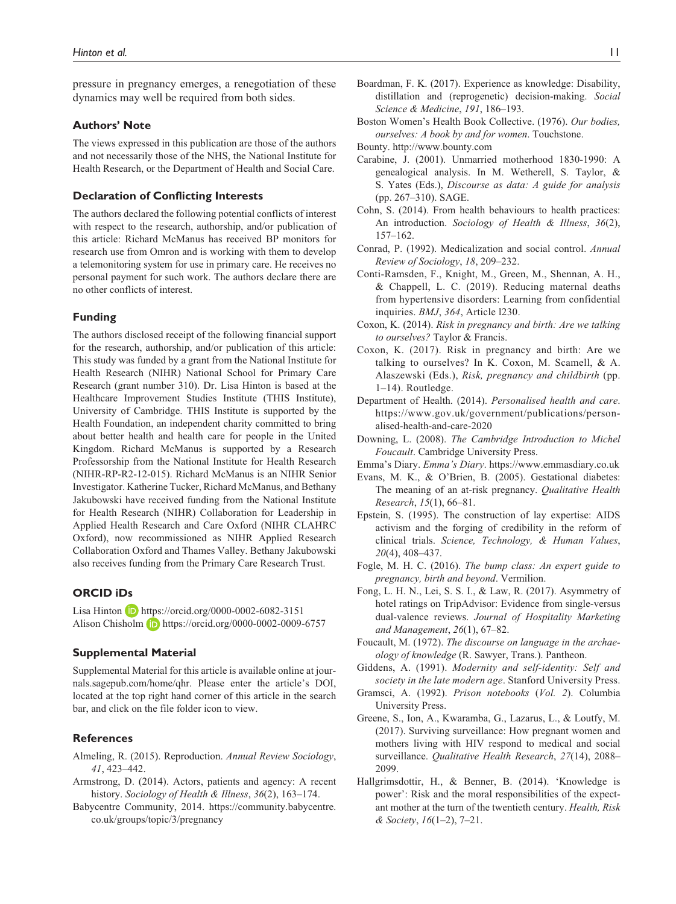pressure in pregnancy emerges, a renegotiation of these dynamics may well be required from both sides.

## Authors' Note

The views expressed in this publication are those of the authors and not necessarily those of the NHS, the National Institute for Health Research, or the Department of Health and Social Care.

## Declaration of Conflicting Interests

The authors declared the following potential conflicts of interest with respect to the research, authorship, and/or publication of this article: Richard McManus has received BP monitors for research use from Omron and is working with them to develop a telemonitoring system for use in primary care. He receives no personal payment for such work. The authors declare there are no other conflicts of interest.

## Funding

The authors disclosed receipt of the following financial support for the research, authorship, and/or publication of this article: This study was funded by a grant from the National Institute for Health Research (NIHR) National School for Primary Care Research (grant number 310). Dr. Lisa Hinton is based at the Healthcare Improvement Studies Institute (THIS Institute), University of Cambridge. THIS Institute is supported by the Health Foundation, an independent charity committed to bring about better health and health care for people in the United Kingdom. Richard McManus is supported by a Research Professorship from the National Institute for Health Research (NIHR-RP-R2-12-015). Richard McManus is an NIHR Senior Investigator. Katherine Tucker, Richard McManus, and Bethany Jakubowski have received funding from the National Institute for Health Research (NIHR) Collaboration for Leadership in Applied Health Research and Care Oxford (NIHR CLAHRC Oxford), now recommissioned as NIHR Applied Research Collaboration Oxford and Thames Valley. Bethany Jakubowski also receives funding from the Primary Care Research Trust.

## ORCID iDs

Lisa Hinton https://orcid.org/0000-0002-6082-3151
Alison Chisholm https://orcid.org/0000-0002-0009-6757

## Supplemental Material

Supplemental Material for this article is available online at journals.sagepub.com/home/qhr. Please enter the article's DOI, located at the top right hand corner of this article in the search bar, and click on the file folder icon to view.

## References

Almeling, R. (2015). Reproduction. *Annual Review Sociology*, *41*, 423–442.

Armstrong, D. (2014). Actors, patients and agency: A recent history. *Sociology of Health & Illness*, *36*(2), 163–174.

Babycentre Community, 2014. https://community.babycentre.co.uk/groups/topic/3/pregnancy

Boardman, F. K. (2017). Experience as knowledge: Disability, distillation and (reprogenetic) decision-making. *Social Science & Medicine*, *191*, 186–193.

Boston Women's Health Book Collective. (1976). *Our bodies, ourselves: A book by and for women*. Touchstone.

Bounty. http://www.bounty.com

Carabine, J. (2001). Unmarried motherhood 1830-1990: A genealogical analysis. In M. Wetherell, S. Taylor, & S. Yates (Eds.), *Discourse as data: A guide for analysis* (pp. 267–310). SAGE.

Cohn, S. (2014). From health behaviours to health practices: An introduction. *Sociology of Health & Illness*, *36*(2), 157–162.

Conrad, P. (1992). Medicalization and social control. *Annual Review of Sociology*, *18*, 209–232.

Conti-Ramsden, F., Knight, M., Green, M., Shennan, A. H., & Chappell, L. C. (2019). Reducing maternal deaths from hypertensive disorders: Learning from confidential inquiries. *BMJ*, *364*, Article l230.

Coxon, K. (2014). *Risk in pregnancy and birth: Are we talking to ourselves?* Taylor & Francis.

Coxon, K. (2017). Risk in pregnancy and birth: Are we talking to ourselves? In K. Coxon, M. Scamell, & A. Alaszewski (Eds.), *Risk, pregnancy and childbirth* (pp. 1–14). Routledge.

Department of Health. (2014). *Personalised health and care*. https://www.gov.uk/government/publications/personalised-health-and-care-2020

Downing, L. (2008). *The Cambridge Introduction to Michel Foucault*. Cambridge University Press.

Emma's Diary. *Emma's Diary*. https://www.emmasdiary.co.uk

Evans, M. K., & O'Brien, B. (2005). Gestational diabetes: The meaning of an at-risk pregnancy. *Qualitative Health Research*, *15*(1), 66–81.

Epstein, S. (1995). The construction of lay expertise: AIDS activism and the forging of credibility in the reform of clinical trials. *Science, Technology, & Human Values*, *20*(4), 408–437.

Fogle, M. H. C. (2016). *The bump class: An expert guide to pregnancy, birth and beyond*. Vermilion.

Fong, L. H. N., Lei, S. S. I., & Law, R. (2017). Asymmetry of hotel ratings on TripAdvisor: Evidence from single-versus dual-valence reviews. *Journal of Hospitality Marketing and Management*, *26*(1), 67–82.

Foucault, M. (1972). *The discourse on language in the archaeology of knowledge* (R. Sawyer, Trans.). Pantheon.

Giddens, A. (1991). *Modernity and self-identity: Self and society in the late modern age*. Stanford University Press.

Gramsci, A. (1992). *Prison notebooks* (*Vol. 2*). Columbia University Press.

Greene, S., Ion, A., Kwaramba, G., Lazarus, L., & Loutfy, M. (2017). Surviving surveillance: How pregnant women and mothers living with HIV respond to medical and social surveillance. *Qualitative Health Research*, *27*(14), 2088–2099.

Hallgrimsdottir, H., & Benner, B. (2014). 'Knowledge is power': Risk and the moral responsibilities of the expectant mother at the turn of the twentieth century. *Health, Risk & Society*, *16*(1–2), 7–21.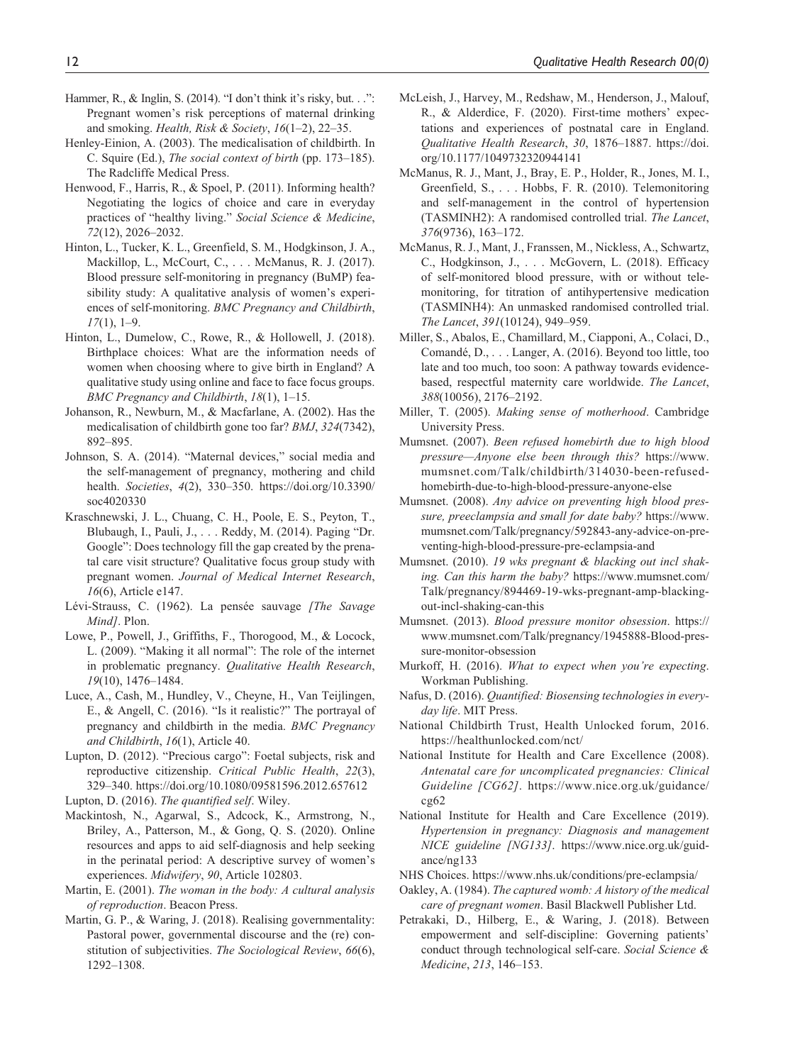Hammer, R., & Inglin, S. (2014). "I don't think it's risky, but. . .": Pregnant women's risk perceptions of maternal drinking and smoking. *Health, Risk & Society*, *16*(1–2), 22–35.

Henley-Einion, A. (2003). The medicalisation of childbirth. In C. Squire (Ed.), *The social context of birth* (pp. 173–185). The Radcliffe Medical Press.

Henwood, F., Harris, R., & Spoel, P. (2011). Informing health? Negotiating the logics of choice and care in everyday practices of "healthy living." *Social Science & Medicine*, *72*(12), 2026–2032.

Hinton, L., Tucker, K. L., Greenfield, S. M., Hodgkinson, J. A., Mackillop, L., McCourt, C., . . . McManus, R. J. (2017). Blood pressure self-monitoring in pregnancy (BuMP) feasibility study: A qualitative analysis of women's experiences of self-monitoring. *BMC Pregnancy and Childbirth*, *17*(1), 1–9.

Hinton, L., Dumelow, C., Rowe, R., & Hollowell, J. (2018). Birthplace choices: What are the information needs of women when choosing where to give birth in England? A qualitative study using online and face to face focus groups. *BMC Pregnancy and Childbirth*, *18*(1), 1–15.

Johanson, R., Newburn, M., & Macfarlane, A. (2002). Has the medicalisation of childbirth gone too far? *BMJ*, *324*(7342), 892–895.

Johnson, S. A. (2014). "Maternal devices," social media and the self-management of pregnancy, mothering and child health. *Societies*, *4*(2), 330–350. https://doi.org/10.3390/soc4020330

Kraschnewski, J. L., Chuang, C. H., Poole, E. S., Peyton, T., Blubaugh, I., Pauli, J., . . . Reddy, M. (2014). Paging "Dr. Google": Does technology fill the gap created by the prenatal care visit structure? Qualitative focus group study with pregnant women. *Journal of Medical Internet Research*, *16*(6), Article e147.

Lévi-Strauss, C. (1962). La pensée sauvage *[The Savage Mind]*. Plon.

Lowe, P., Powell, J., Griffiths, F., Thorogood, M., & Locock, L. (2009). "Making it all normal": The role of the internet in problematic pregnancy. *Qualitative Health Research*, *19*(10), 1476–1484.

Luce, A., Cash, M., Hundley, V., Cheyne, H., Van Teijlingen, E., & Angell, C. (2016). "Is it realistic?" The portrayal of pregnancy and childbirth in the media. *BMC Pregnancy and Childbirth*, *16*(1), Article 40.

Lupton, D. (2012). "Precious cargo": Foetal subjects, risk and reproductive citizenship. *Critical Public Health*, *22*(3), 329–340. https://doi.org/10.1080/09581596.2012.657612

Lupton, D. (2016). *The quantified self*. Wiley.

Mackintosh, N., Agarwal, S., Adcock, K., Armstrong, N., Briley, A., Patterson, M., & Gong, Q. S. (2020). Online resources and apps to aid self-diagnosis and help seeking in the perinatal period: A descriptive survey of women's experiences. *Midwifery*, *90*, Article 102803.

Martin, E. (2001). *The woman in the body: A cultural analysis of reproduction*. Beacon Press.

Martin, G. P., & Waring, J. (2018). Realising governmentality: Pastoral power, governmental discourse and the (re) constitution of subjectivities. *The Sociological Review*, *66*(6), 1292–1308.

McLeish, J., Harvey, M., Redshaw, M., Henderson, J., Malouf, R., & Alderdice, F. (2020). First-time mothers' expectations and experiences of postnatal care in England. *Qualitative Health Research*, *30*, 1876–1887. https://doi.org/10.1177/1049732320944141

McManus, R. J., Mant, J., Bray, E. P., Holder, R., Jones, M. I., Greenfield, S., . . . Hobbs, F. R. (2010). Telemonitoring and self-management in the control of hypertension (TASMINH2): A randomised controlled trial. *The Lancet*, *376*(9736), 163–172.

McManus, R. J., Mant, J., Franssen, M., Nickless, A., Schwartz, C., Hodgkinson, J., . . . McGovern, L. (2018). Efficacy of self-monitored blood pressure, with or without telemonitoring, for titration of antihypertensive medication (TASMINH4): An unmasked randomised controlled trial. *The Lancet*, *391*(10124), 949–959.

Miller, S., Abalos, E., Chamillard, M., Ciapponi, A., Colaci, D., Comandé, D., . . . Langer, A. (2016). Beyond too little, too late and too much, too soon: A pathway towards evidence-based, respectful maternity care worldwide. *The Lancet*, *388*(10056), 2176–2192.

Miller, T. (2005). *Making sense of motherhood*. Cambridge University Press.

Mumsnet. (2007). *Been refused homebirth due to high blood pressure—Anyone else been through this?* https://www.mumsnet.com/Talk/childbirth/314030-been-refused-homebirth-due-to-high-blood-pressure-anyone-else

Mumsnet. (2008). *Any advice on preventing high blood pressure, preeclampsia and small for date baby?* https://www.mumsnet.com/Talk/pregnancy/592843-any-advice-on-preventing-high-blood-pressure-pre-eclampsia-and

Mumsnet. (2010). *19 wks pregnant & blacking out incl shaking. Can this harm the baby?* https://www.mumsnet.com/Talk/pregnancy/894469-19-wks-pregnant-amp-blacking-out-incl-shaking-can-this

Mumsnet. (2013). *Blood pressure monitor obsession*. https://www.mumsnet.com/Talk/pregnancy/1945888-Blood-pressure-monitor-obsession

Murkoff, H. (2016). *What to expect when you're expecting*. Workman Publishing.

Nafus, D. (2016). *Quantified: Biosensing technologies in everyday life*. MIT Press.

National Childbirth Trust, Health Unlocked forum, 2016. https://healthunlocked.com/nct/

National Institute for Health and Care Excellence (2008). *Antenatal care for uncomplicated pregnancies: Clinical Guideline [CG62]*. https://www.nice.org.uk/guidance/cg62

National Institute for Health and Care Excellence (2019). *Hypertension in pregnancy: Diagnosis and management NICE guideline [NG133]*. https://www.nice.org.uk/guidance/ng133

NHS Choices. https://www.nhs.uk/conditions/pre-eclampsia/

Oakley, A. (1984). *The captured womb: A history of the medical care of pregnant women*. Basil Blackwell Publisher Ltd.

Petrakaki, D., Hilberg, E., & Waring, J. (2018). Between empowerment and self-discipline: Governing patients' conduct through technological self-care. *Social Science & Medicine*, *213*, 146–153.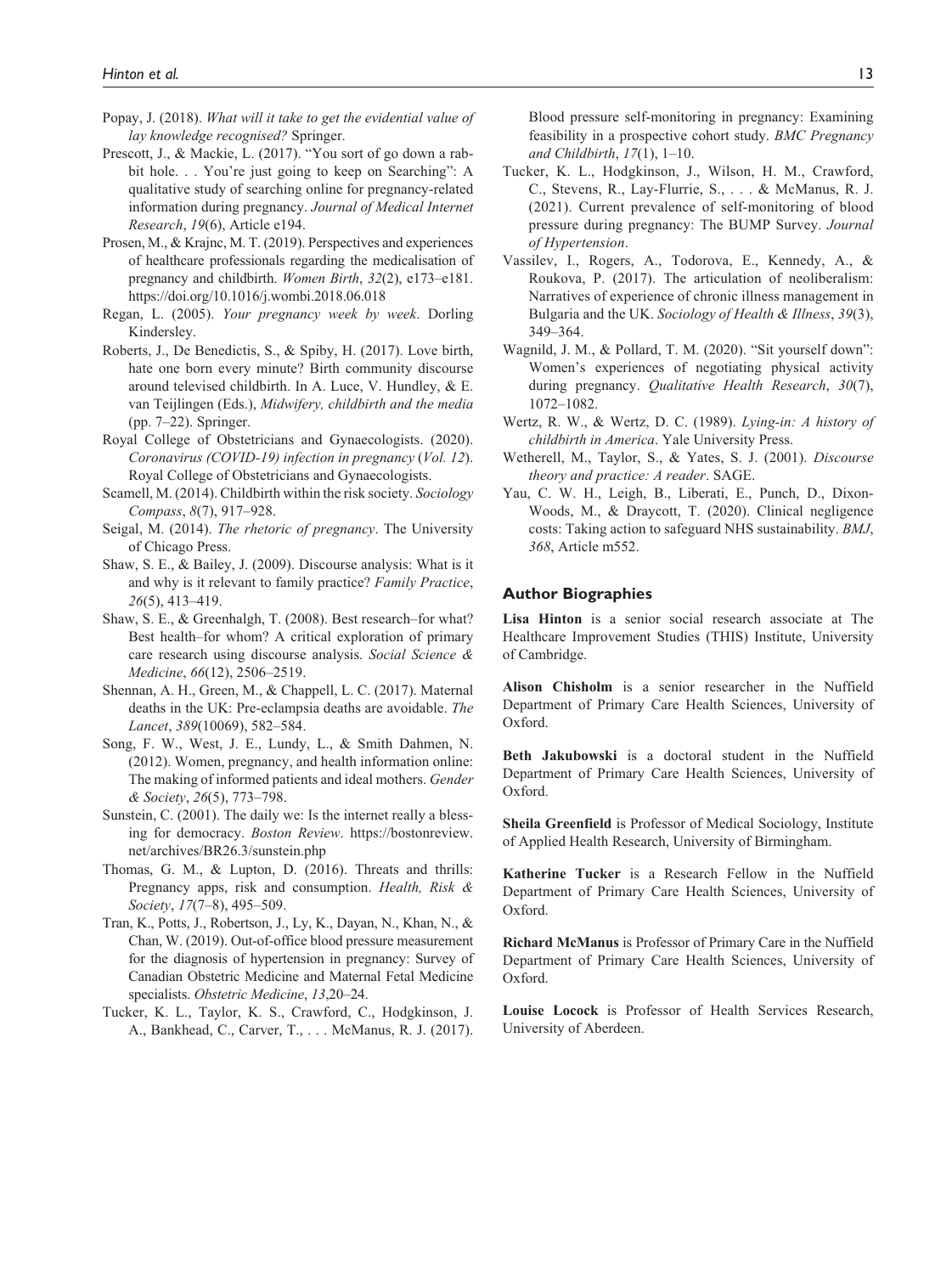Popay, J. (2018). *What will it take to get the evidential value of lay knowledge recognised?* Springer.

Prescott, J., & Mackie, L. (2017). "You sort of go down a rabbit hole. . . You're just going to keep on Searching": A qualitative study of searching online for pregnancy-related information during pregnancy. *Journal of Medical Internet Research*, *19*(6), Article e194.

Prosen, M., & Krajnc, M. T. (2019). Perspectives and experiences of healthcare professionals regarding the medicalisation of pregnancy and childbirth. *Women Birth*, *32*(2), e173–e181. https://doi.org/10.1016/j.wombi.2018.06.018

Regan, L. (2005). *Your pregnancy week by week*. Dorling Kindersley.

Roberts, J., De Benedictis, S., & Spiby, H. (2017). Love birth, hate one born every minute? Birth community discourse around televised childbirth. In A. Luce, V. Hundley, & E. van Teijlingen (Eds.), *Midwifery, childbirth and the media* (pp. 7–22). Springer.

Royal College of Obstetricians and Gynaecologists. (2020). *Coronavirus (COVID-19) infection in pregnancy* (*Vol. 12*). Royal College of Obstetricians and Gynaecologists.

Scamell, M. (2014). Childbirth within the risk society. *Sociology Compass*, *8*(7), 917–928.

Seigal, M. (2014). *The rhetoric of pregnancy*. The University of Chicago Press.

Shaw, S. E., & Bailey, J. (2009). Discourse analysis: What is it and why is it relevant to family practice? *Family Practice*, *26*(5), 413–419.

Shaw, S. E., & Greenhalgh, T. (2008). Best research–for what? Best health–for whom? A critical exploration of primary care research using discourse analysis. *Social Science & Medicine*, *66*(12), 2506–2519.

Shennan, A. H., Green, M., & Chappell, L. C. (2017). Maternal deaths in the UK: Pre-eclampsia deaths are avoidable. *The Lancet*, *389*(10069), 582–584.

Song, F. W., West, J. E., Lundy, L., & Smith Dahmen, N. (2012). Women, pregnancy, and health information online: The making of informed patients and ideal mothers. *Gender & Society*, *26*(5), 773–798.

Sunstein, C. (2001). The daily we: Is the internet really a blessing for democracy. *Boston Review*. https://bostonreview.net/archives/BR26.3/sunstein.php

Thomas, G. M., & Lupton, D. (2016). Threats and thrills: Pregnancy apps, risk and consumption. *Health, Risk & Society*, *17*(7–8), 495–509.

Tran, K., Potts, J., Robertson, J., Ly, K., Dayan, N., Khan, N., & Chan, W. (2019). Out-of-office blood pressure measurement for the diagnosis of hypertension in pregnancy: Survey of Canadian Obstetric Medicine and Maternal Fetal Medicine specialists. *Obstetric Medicine*, *13*,20–24.

Tucker, K. L., Taylor, K. S., Crawford, C., Hodgkinson, J. A., Bankhead, C., Carver, T., . . . McManus, R. J. (2017). Blood pressure self-monitoring in pregnancy: Examining feasibility in a prospective cohort study. *BMC Pregnancy and Childbirth*, *17*(1), 1–10.

Tucker, K. L., Hodgkinson, J., Wilson, H. M., Crawford, C., Stevens, R., Lay-Flurrie, S., . . . & McManus, R. J. (2021). Current prevalence of self-monitoring of blood pressure during pregnancy: The BUMP Survey. *Journal of Hypertension*.

Vassilev, I., Rogers, A., Todorova, E., Kennedy, A., & Roukova, P. (2017). The articulation of neoliberalism: Narratives of experience of chronic illness management in Bulgaria and the UK. *Sociology of Health & Illness*, *39*(3), 349–364.

Wagnild, J. M., & Pollard, T. M. (2020). "Sit yourself down": Women's experiences of negotiating physical activity during pregnancy. *Qualitative Health Research*, *30*(7), 1072–1082.

Wertz, R. W., & Wertz, D. C. (1989). *Lying-in: A history of childbirth in America*. Yale University Press.

Wetherell, M., Taylor, S., & Yates, S. J. (2001). *Discourse theory and practice: A reader*. SAGE.

Yau, C. W. H., Leigh, B., Liberati, E., Punch, D., Dixon-Woods, M., & Draycott, T. (2020). Clinical negligence costs: Taking action to safeguard NHS sustainability. *BMJ*, *368*, Article m552.

## Author Biographies

**Lisa Hinton** is a senior social research associate at The Healthcare Improvement Studies (THIS) Institute, University of Cambridge.

**Alison Chisholm** is a senior researcher in the Nuffield Department of Primary Care Health Sciences, University of Oxford.

**Beth Jakubowski** is a doctoral student in the Nuffield Department of Primary Care Health Sciences, University of Oxford.

**Sheila Greenfield** is Professor of Medical Sociology, Institute of Applied Health Research, University of Birmingham.

**Katherine Tucker** is a Research Fellow in the Nuffield Department of Primary Care Health Sciences, University of Oxford.

**Richard McManus** is Professor of Primary Care in the Nuffield Department of Primary Care Health Sciences, University of Oxford.

**Louise Locock** is Professor of Health Services Research, University of Aberdeen.